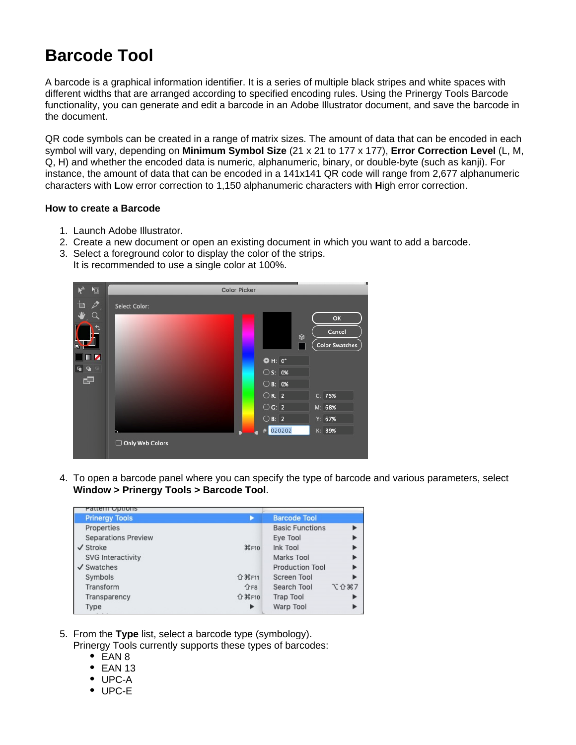# Barcode Tool

A barcode is a graphical information identifier. It is a series of multiple black stripes and white spaces with different widths that are arranged according to specified encoding rules. Using the Prinergy Tools Barcode functionality, you can generate and edit a barcode in an Adobe Illustrator document, and save the barcode in the document.

QR code symbols can be created in a range of matrix sizes. The amount of data that can be encoded in each symbol will vary, depending on **Minimum Symbol Size** (21 x 21 to 177 x 177), **Error Correction Level** (L, M, Q, H) and whether the encoded data is numeric, alphanumeric, binary, or double-byte (such as kanji). For instance, the amount of data that can be encoded in a 141x141 QR code will range from 2,677 alphanumeric characters with **L**ow error correction to 1,150 alphanumeric characters with **H**igh error correction.

**How to create a Barcode**

1. Launch Adobe Illustrator.
2. Create a new document or open an existing document in which you want to add a barcode.
3. Select a foreground color to display the color of the strips.
   It is recommended to use a single color at 100%.
4. To open a barcode panel where you can specify the type of barcode and various parameters, select **Window > Prinergy Tools > Barcode Tool**.
5. From the **Type** list, select a barcode type (symbology).
   Prinergy Tools currently supports these types of barcodes:
   - EAN 8
   - EAN 13
   - UPC-A
   - UPC-E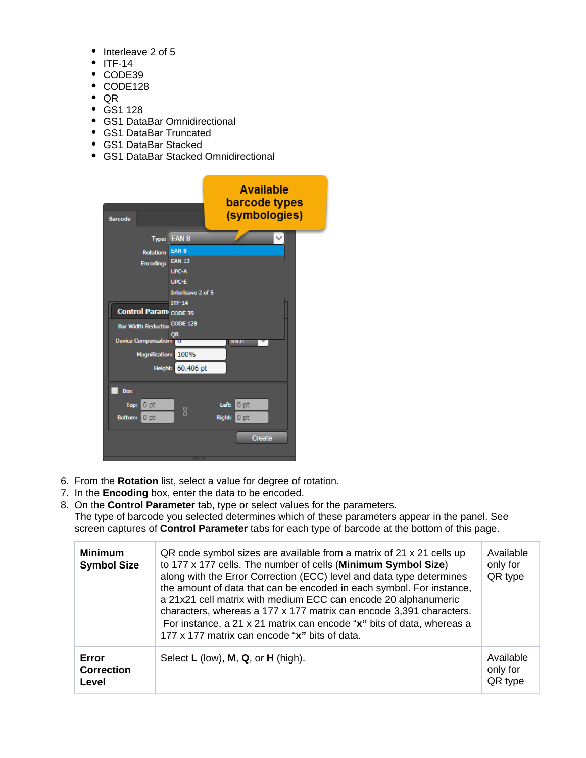- Interleave 2 of 5
- ITF-14
- CODE39
- CODE128
- QR
- GS1 128
- GS1 DataBar Omnidirectional
- GS1 DataBar Truncated
- GS1 DataBar Stacked
- GS1 DataBar Stacked Omnidirectional

6. From the **Rotation** list, select a value for degree of rotation.
7. In the **Encoding** box, enter the data to be encoded.
8. On the **Control Parameter** tab, type or select values for the parameters.
   The type of barcode you selected determines which of these parameters appear in the panel. See screen captures of **Control Parameter** tabs for each type of barcode at the bottom of this page.

| | | |
|---|---|---|
| **Minimum Symbol Size** | QR code symbol sizes are available from a matrix of 21 x 21 cells up to 177 x 177 cells. The number of cells (**Minimum Symbol Size**) along with the Error Correction (ECC) level and data type determines the amount of data that can be encoded in each symbol. For instance, a 21x21 cell matrix with medium ECC can encode 20 alphanumeric characters, whereas a 177 x 177 matrix can encode 3,391 characters. For instance, a 21 x 21 matrix can encode "**x**" bits of data, whereas a 177 x 177 matrix can encode "**x**" bits of data. | Available only for QR type |
| **Error Correction Level** | Select **L** (low), **M**, **Q**, or **H** (high). | Available only for QR type |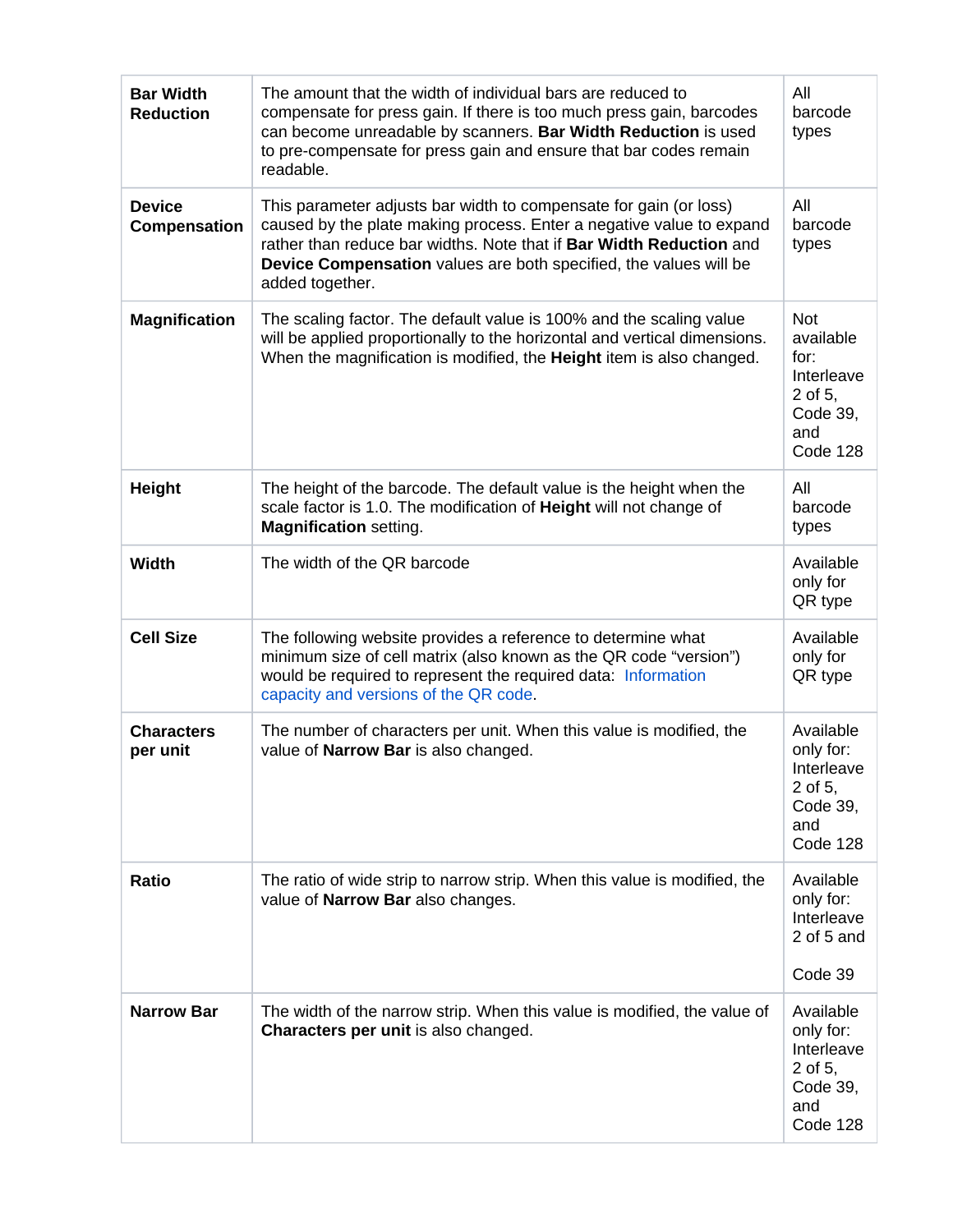| | | |
|---|---|---|
| **Bar Width Reduction** | The amount that the width of individual bars are reduced to compensate for press gain. If there is too much press gain, barcodes can become unreadable by scanners. **Bar Width Reduction** is used to pre-compensate for press gain and ensure that bar codes remain readable. | All barcode types |
| **Device Compensation** | This parameter adjusts bar width to compensate for gain (or loss) caused by the plate making process. Enter a negative value to expand rather than reduce bar widths. Note that if **Bar Width Reduction** and **Device Compensation** values are both specified, the values will be added together. | All barcode types |
| **Magnification** | The scaling factor. The default value is 100% and the scaling value will be applied proportionally to the horizontal and vertical dimensions. When the magnification is modified, the **Height** item is also changed. | Not available for: Interleave 2 of 5, Code 39, and Code 128 |
| **Height** | The height of the barcode. The default value is the height when the scale factor is 1.0. The modification of **Height** will not change of **Magnification** setting. | All barcode types |
| **Width** | The width of the QR barcode | Available only for QR type |
| **Cell Size** | The following website provides a reference to determine what minimum size of cell matrix (also known as the QR code "version") would be required to represent the required data: Information capacity and versions of the QR code. | Available only for QR type |
| **Characters per unit** | The number of characters per unit. When this value is modified, the value of **Narrow Bar** is also changed. | Available only for: Interleave 2 of 5, Code 39, and Code 128 |
| **Ratio** | The ratio of wide strip to narrow strip. When this value is modified, the value of **Narrow Bar** also changes. | Available only for: Interleave 2 of 5 and Code 39 |
| **Narrow Bar** | The width of the narrow strip. When this value is modified, the value of **Characters per unit** is also changed. | Available only for: Interleave 2 of 5, Code 39, and Code 128 |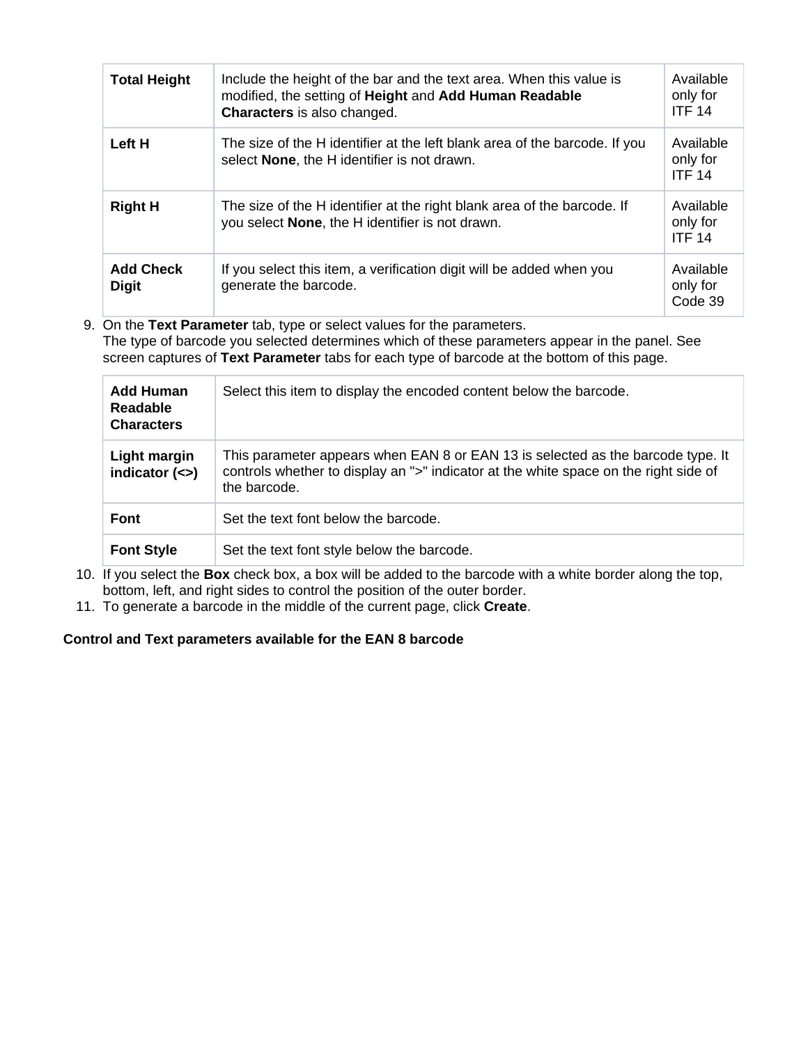| | | |
|---|---|---|
| **Total Height** | Include the height of the bar and the text area. When this value is modified, the setting of **Height** and **Add Human Readable Characters** is also changed. | Available only for ITF 14 |
| **Left H** | The size of the H identifier at the left blank area of the barcode. If you select **None**, the H identifier is not drawn. | Available only for ITF 14 |
| **Right H** | The size of the H identifier at the right blank area of the barcode. If you select **None**, the H identifier is not drawn. | Available only for ITF 14 |
| **Add Check Digit** | If you select this item, a verification digit will be added when you generate the barcode. | Available only for Code 39 |

9. On the **Text Parameter** tab, type or select values for the parameters.
   The type of barcode you selected determines which of these parameters appear in the panel. See screen captures of **Text Parameter** tabs for each type of barcode at the bottom of this page.

| | |
|---|---|
| **Add Human Readable Characters** | Select this item to display the encoded content below the barcode. |
| **Light margin indicator (<>)** | This parameter appears when EAN 8 or EAN 13 is selected as the barcode type. It controls whether to display an ">" indicator at the white space on the right side of the barcode. |
| **Font** | Set the text font below the barcode. |
| **Font Style** | Set the text font style below the barcode. |

10. If you select the **Box** check box, a box will be added to the barcode with a white border along the top, bottom, left, and right sides to control the position of the outer border.
11. To generate a barcode in the middle of the current page, click **Create**.

**Control and Text parameters available for the EAN 8 barcode**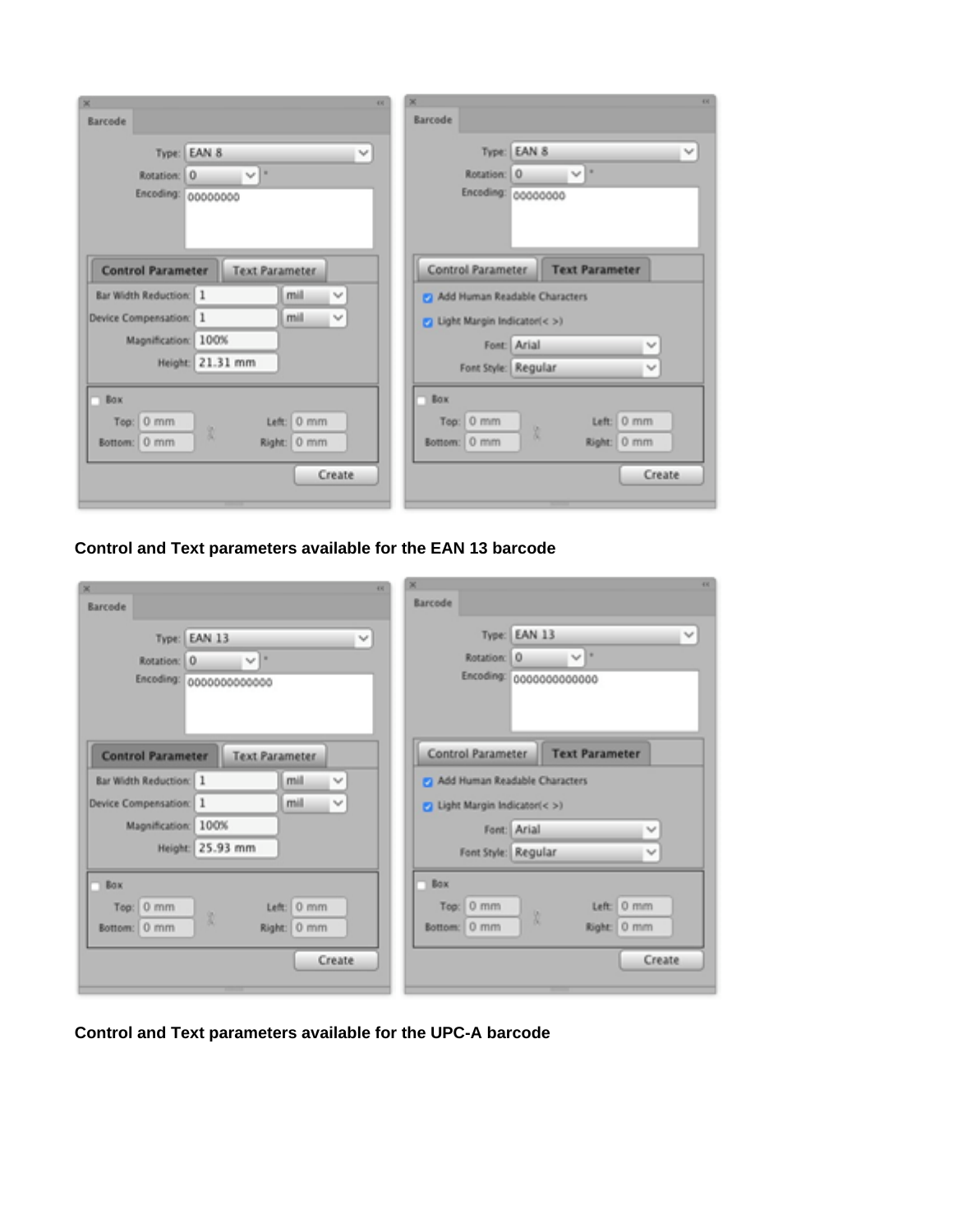**Control and Text parameters available for the EAN 13 barcode**

**Control and Text parameters available for the UPC-A barcode**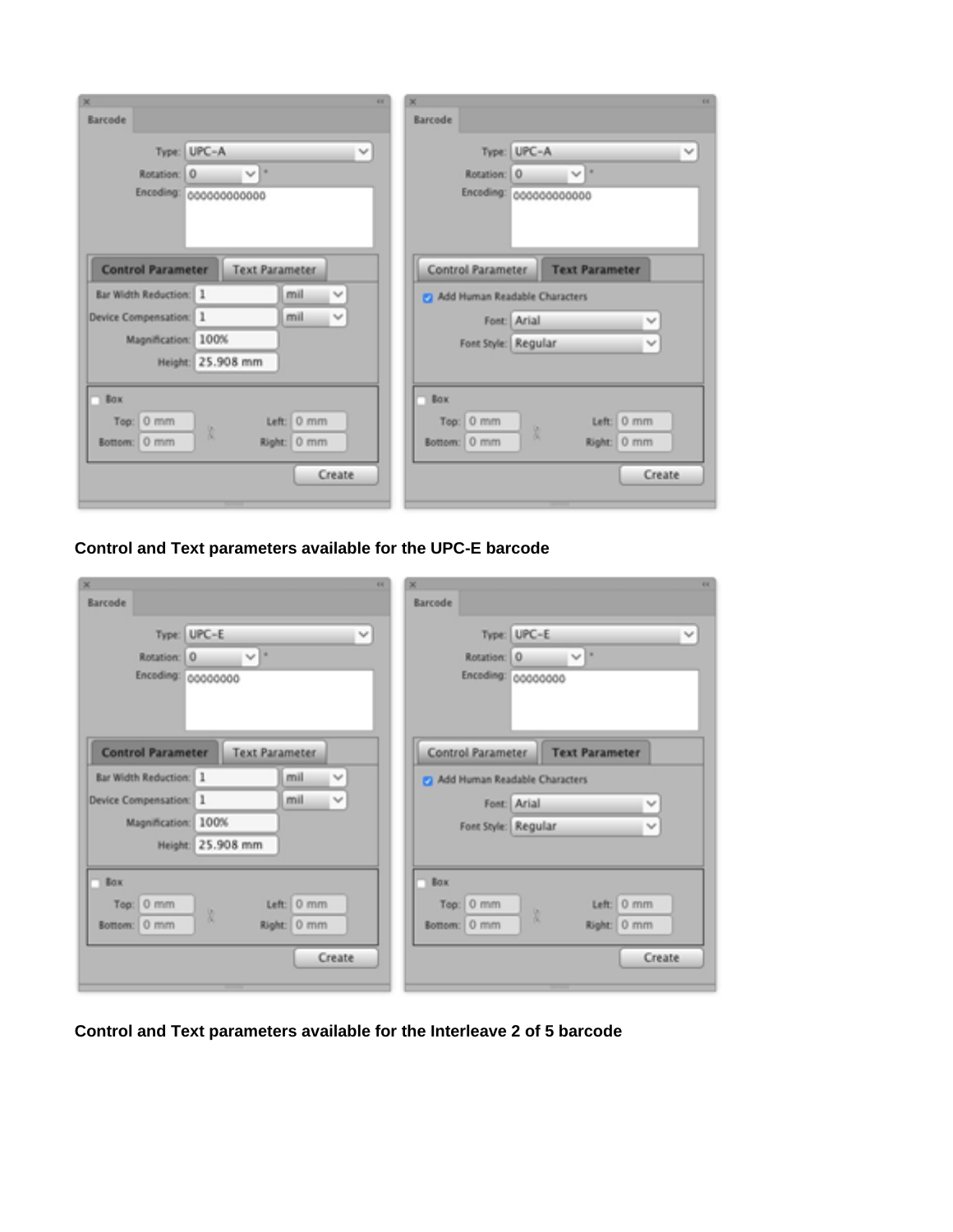**Control and Text parameters available for the UPC-E barcode**

**Control and Text parameters available for the Interleave 2 of 5 barcode**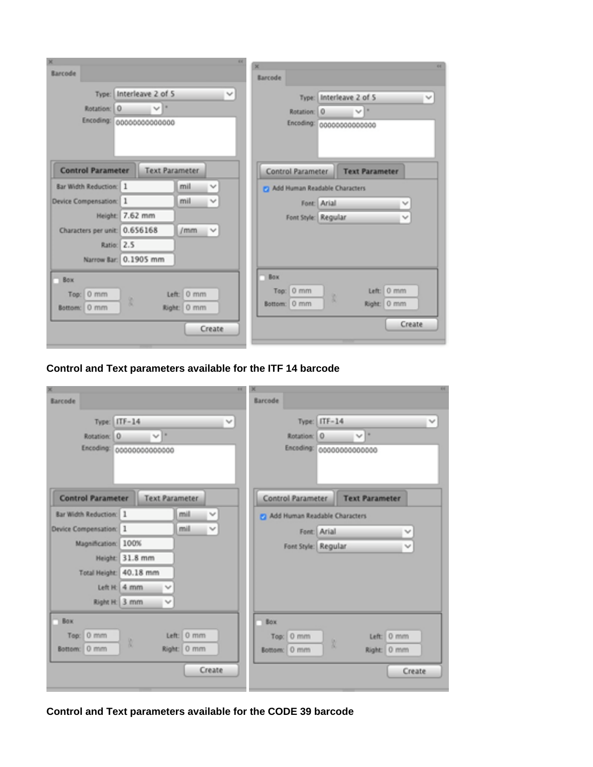**Control and Text parameters available for the ITF 14 barcode**

**Control and Text parameters available for the CODE 39 barcode**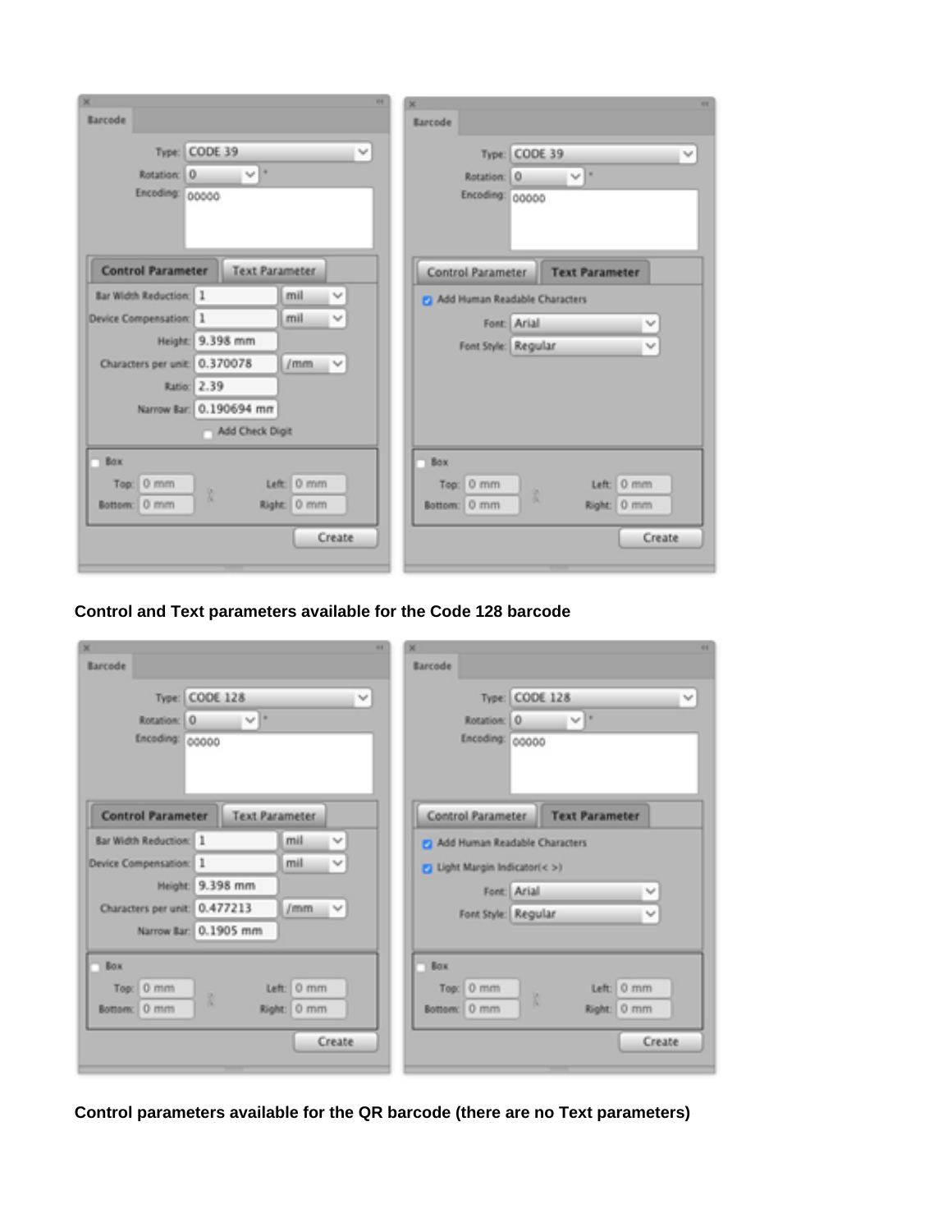**Control and Text parameters available for the Code 128 barcode**

**Control parameters available for the QR barcode (there are no Text parameters)**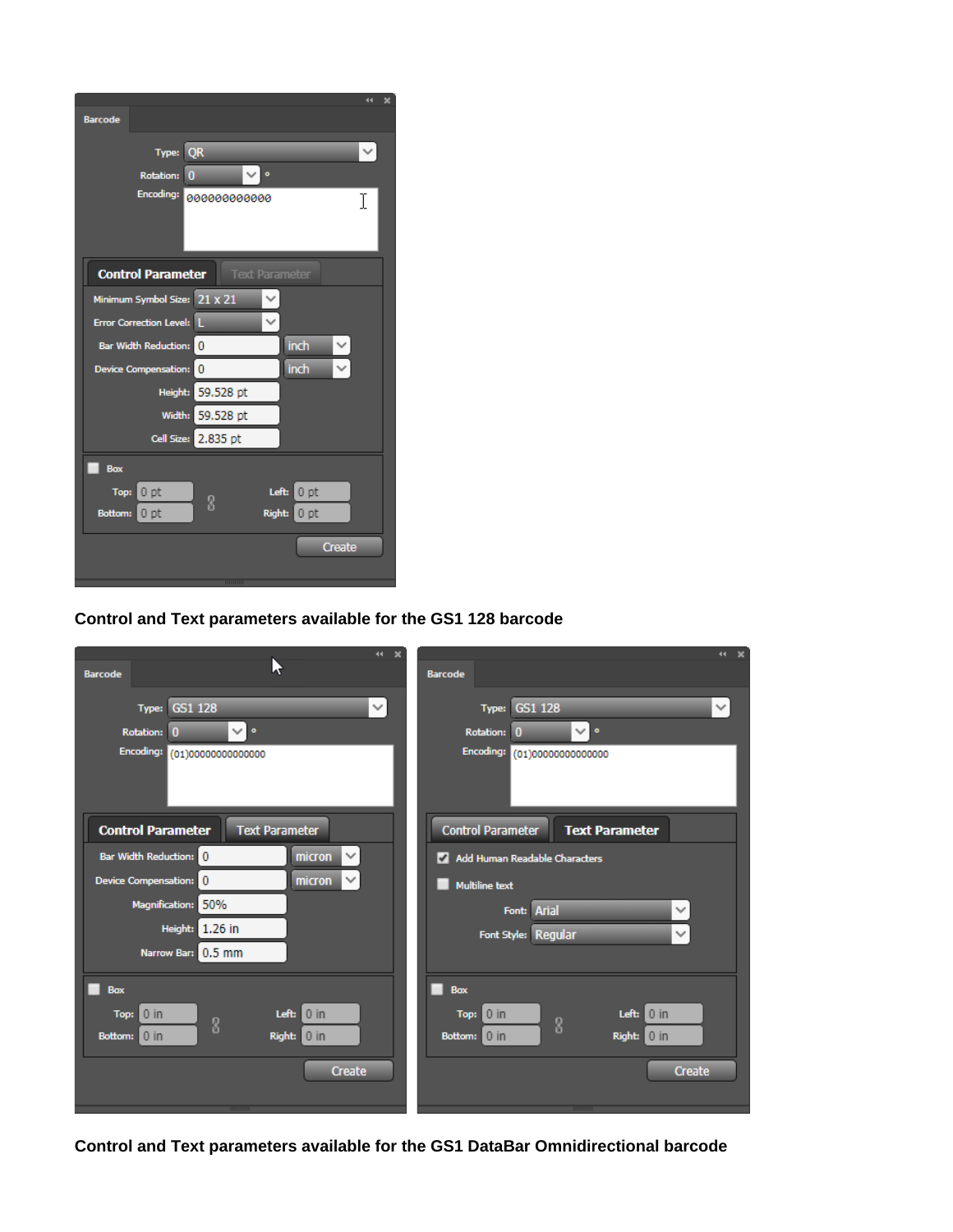**Control and Text parameters available for the GS1 128 barcode**

**Control and Text parameters available for the GS1 DataBar Omnidirectional barcode**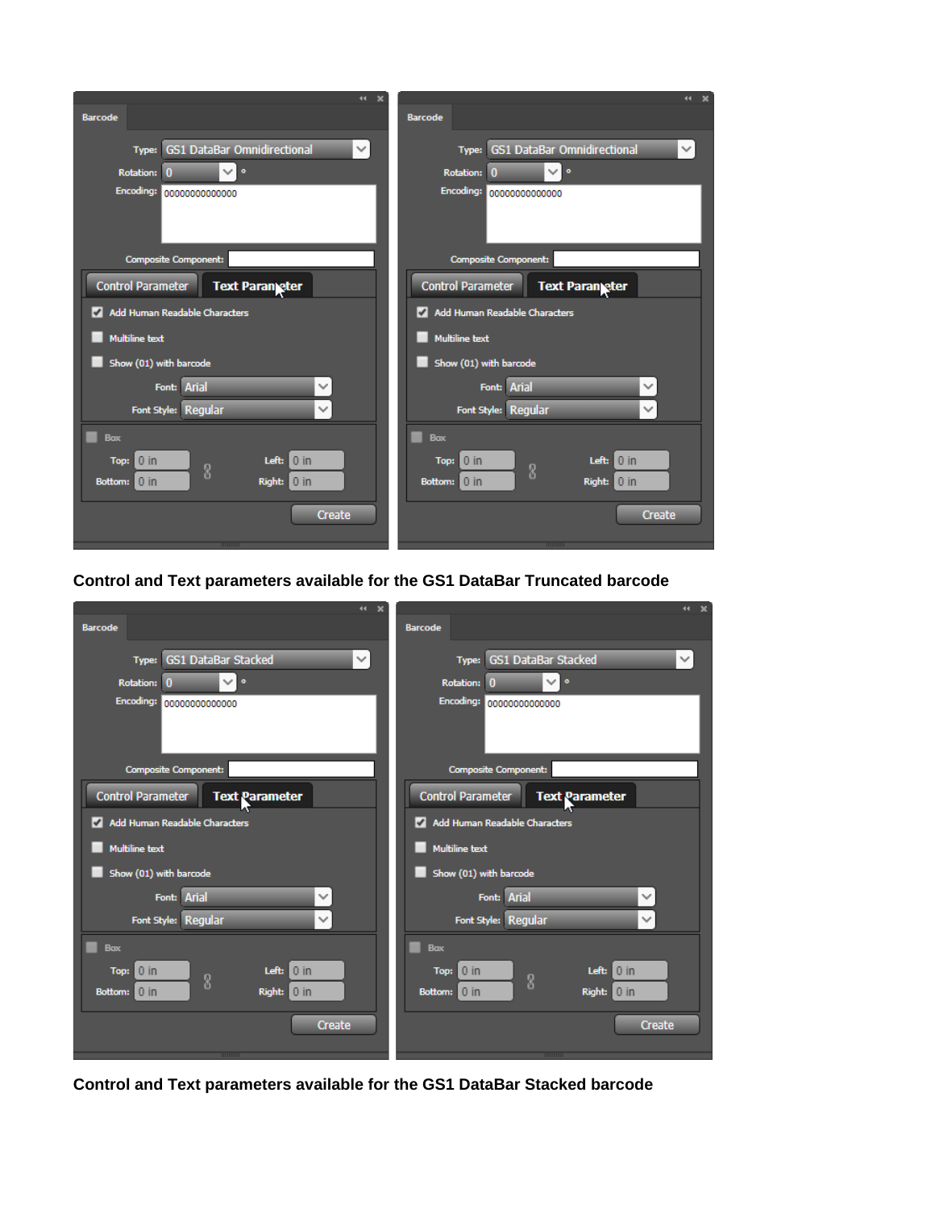**Control and Text parameters available for the GS1 DataBar Truncated barcode**

**Control and Text parameters available for the GS1 DataBar Stacked barcode**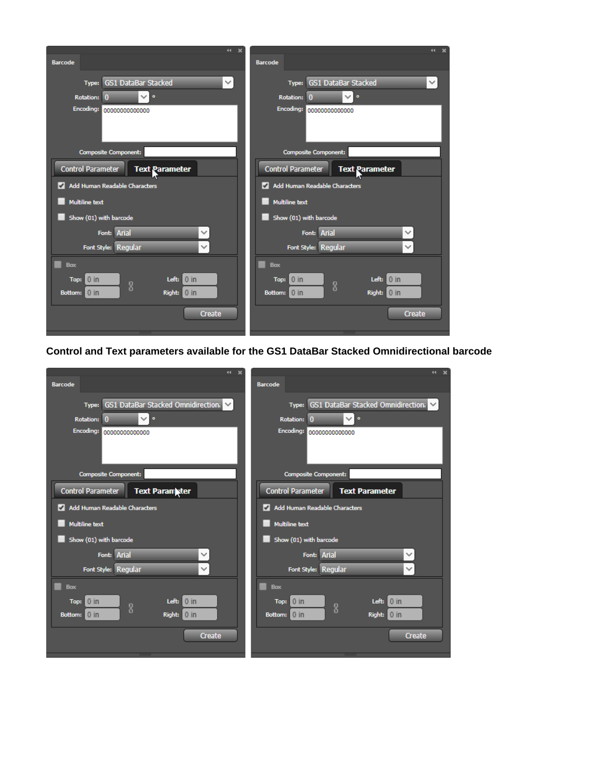**Control and Text parameters available for the GS1 DataBar Stacked Omnidirectional barcode**